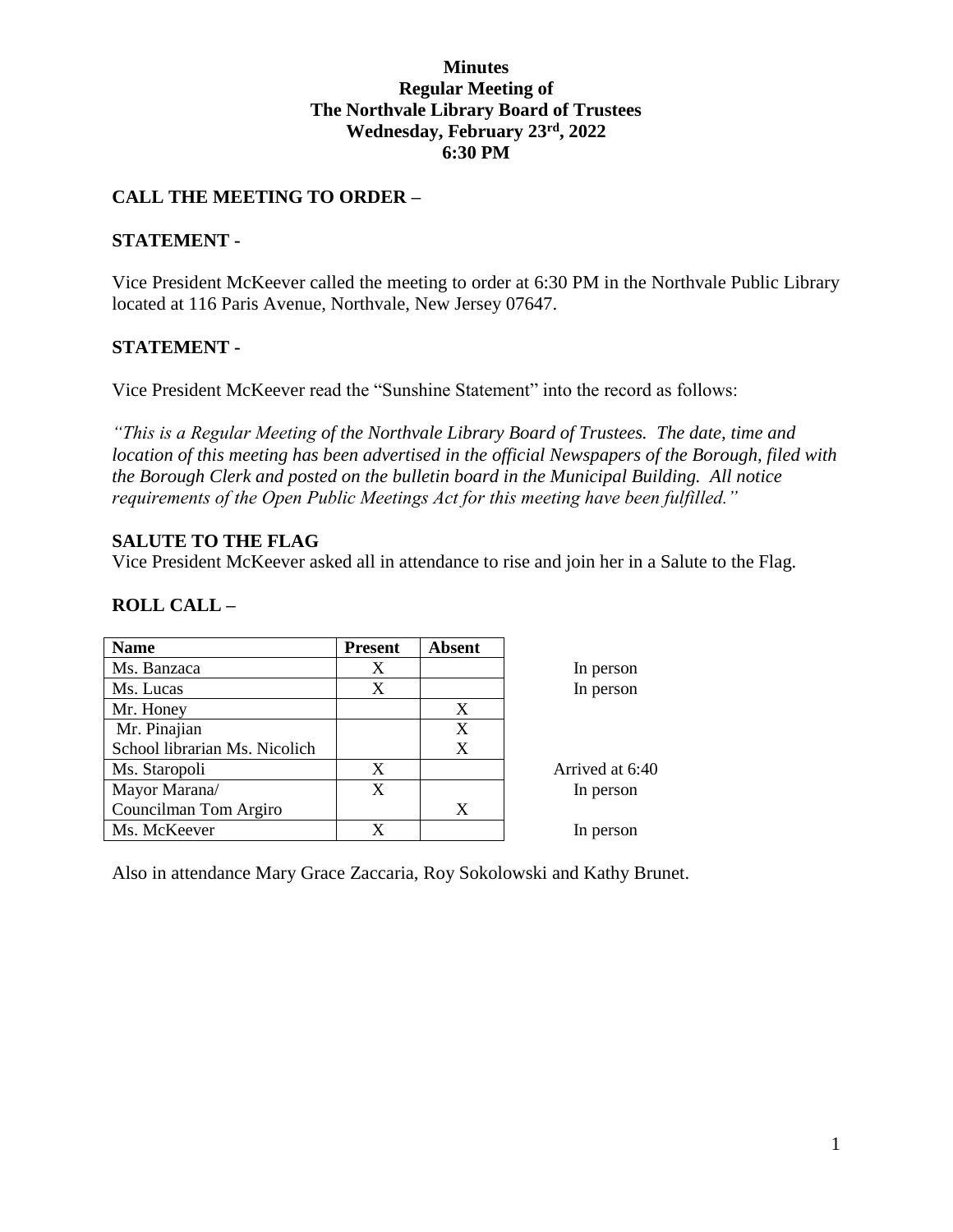# Minutes
## Regular Meeting of
## The Northvale Library Board of Trustees
## Wednesday, February 23rd, 2022
## 6:30 PM

### CALL THE MEETING TO ORDER –

### STATEMENT -

Vice President McKeever called the meeting to order at 6:30 PM in the Northvale Public Library located at 116 Paris Avenue, Northvale, New Jersey 07647.

### STATEMENT -

Vice President McKeever read the "Sunshine Statement" into the record as follows:

*"This is a Regular Meeting of the Northvale Library Board of Trustees. The date, time and location of this meeting has been advertised in the official Newspapers of the Borough, filed with the Borough Clerk and posted on the bulletin board in the Municipal Building. All notice requirements of the Open Public Meetings Act for this meeting have been fulfilled."*

### SALUTE TO THE FLAG

Vice President McKeever asked all in attendance to rise and join her in a Salute to the Flag.

### ROLL CALL –

| Name | Present | Absent | |
|---|---|---|---|
| Ms. Banzaca | X | | In person |
| Ms. Lucas | X | | In person |
| Mr. Honey | | X | |
| Mr. Pinajian | | X | |
| School librarian Ms. Nicolich | | X | |
| Ms. Staropoli | X | | Arrived at 6:40 |
| Mayor Marana/ | X | | In person |
| Councilman Tom Argiro | | X | |
| Ms. McKeever | X | | In person |

Also in attendance Mary Grace Zaccaria, Roy Sokolowski and Kathy Brunet.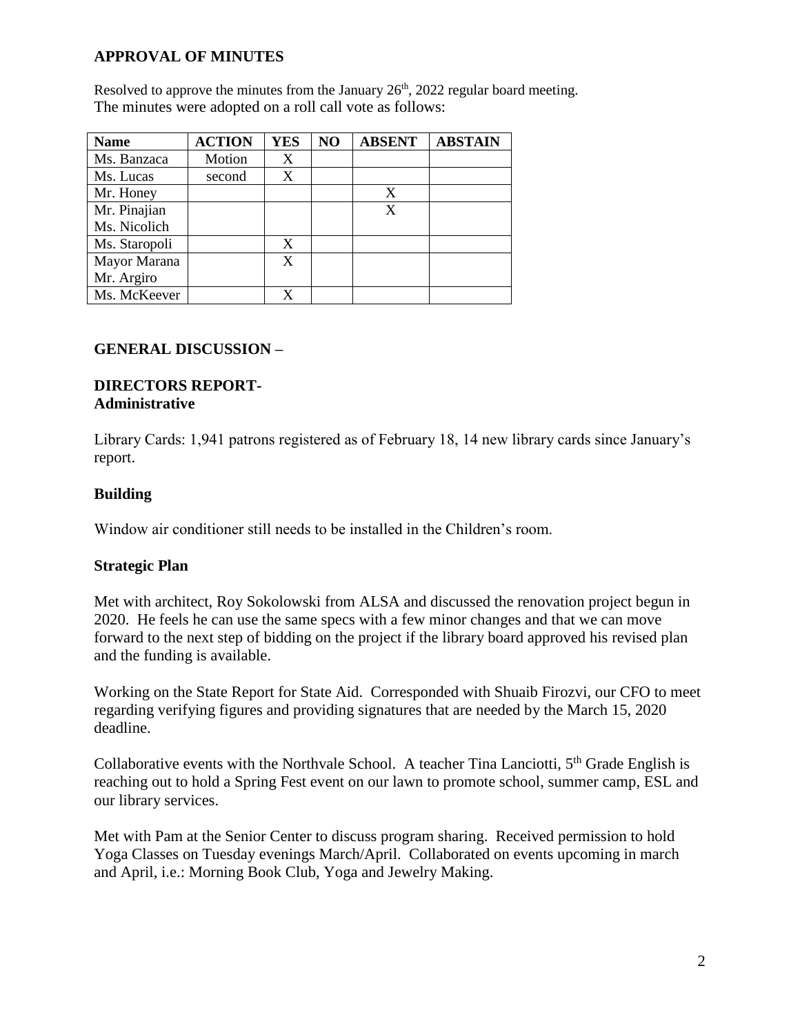## APPROVAL OF MINUTES

Resolved to approve the minutes from the January 26th, 2022 regular board meeting.
The minutes were adopted on a roll call vote as follows:

| Name | ACTION | YES | NO | ABSENT | ABSTAIN |
|---|---|---|---|---|---|
| Ms. Banzaca | Motion | X | | | |
| Ms. Lucas | second | X | | | |
| Mr. Honey | | | | X | |
| Mr. Pinajian<br>Ms. Nicolich | | | | X | |
| Ms. Staropoli | | X | | | |
| Mayor Marana<br>Mr. Argiro | | X | | | |
| Ms. McKeever | | X | | | |

## GENERAL DISCUSSION –

## DIRECTORS REPORT-
### Administrative

Library Cards: 1,941 patrons registered as of February 18, 14 new library cards since January's report.

### Building

Window air conditioner still needs to be installed in the Children's room.

### Strategic Plan

Met with architect, Roy Sokolowski from ALSA and discussed the renovation project begun in 2020. He feels he can use the same specs with a few minor changes and that we can move forward to the next step of bidding on the project if the library board approved his revised plan and the funding is available.

Working on the State Report for State Aid. Corresponded with Shuaib Firozvi, our CFO to meet regarding verifying figures and providing signatures that are needed by the March 15, 2020 deadline.

Collaborative events with the Northvale School. A teacher Tina Lanciotti, 5th Grade English is reaching out to hold a Spring Fest event on our lawn to promote school, summer camp, ESL and our library services.

Met with Pam at the Senior Center to discuss program sharing. Received permission to hold Yoga Classes on Tuesday evenings March/April. Collaborated on events upcoming in march and April, i.e.: Morning Book Club, Yoga and Jewelry Making.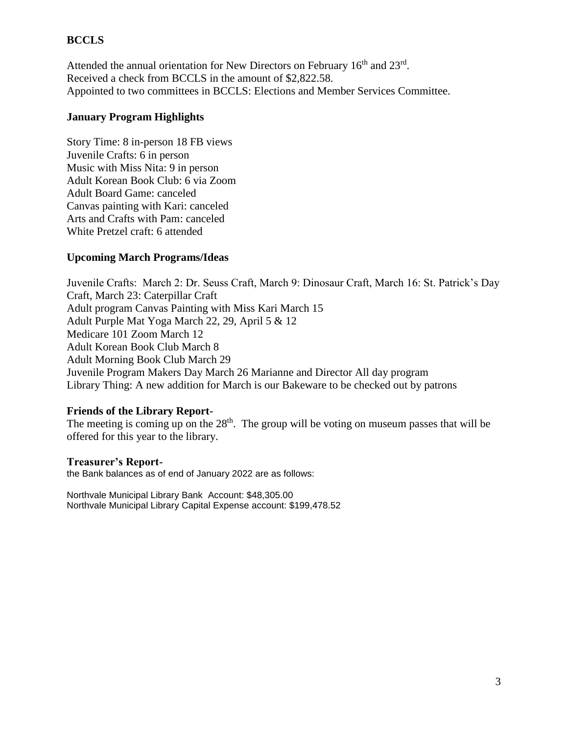**BCCLS**

Attended the annual orientation for New Directors on February 16th and 23rd.
Received a check from BCCLS in the amount of $2,822.58.
Appointed to two committees in BCCLS: Elections and Member Services Committee.

**January Program Highlights**

Story Time: 8 in-person 18 FB views
Juvenile Crafts: 6 in person
Music with Miss Nita: 9 in person
Adult Korean Book Club: 6 via Zoom
Adult Board Game: canceled
Canvas painting with Kari: canceled
Arts and Crafts with Pam: canceled
White Pretzel craft: 6 attended

**Upcoming March Programs/Ideas**

Juvenile Crafts: March 2: Dr. Seuss Craft, March 9: Dinosaur Craft, March 16: St. Patrick's Day Craft, March 23: Caterpillar Craft
Adult program Canvas Painting with Miss Kari March 15
Adult Purple Mat Yoga March 22, 29, April 5 & 12
Medicare 101 Zoom March 12
Adult Korean Book Club March 8
Adult Morning Book Club March 29
Juvenile Program Makers Day March 26 Marianne and Director All day program
Library Thing: A new addition for March is our Bakeware to be checked out by patrons

**Friends of the Library Report-**
The meeting is coming up on the 28th. The group will be voting on museum passes that will be offered for this year to the library.

**Treasurer's Report-**
the Bank balances as of end of January 2022 are as follows:

Northvale Municipal Library Bank Account: $48,305.00
Northvale Municipal Library Capital Expense account: $199,478.52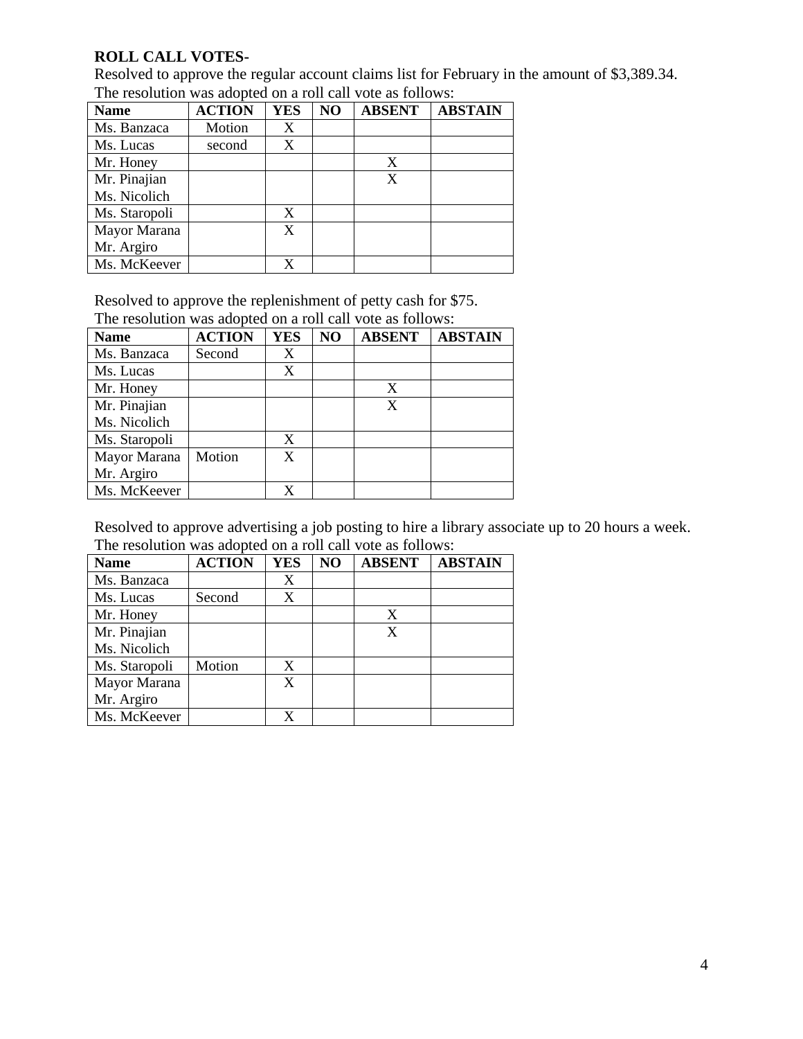**ROLL CALL VOTES-**

Resolved to approve the regular account claims list for February in the amount of $3,389.34.
The resolution was adopted on a roll call vote as follows:

| Name | ACTION | YES | NO | ABSENT | ABSTAIN |
|---|---|---|---|---|---|
| Ms. Banzaca | Motion | X | | | |
| Ms. Lucas | second | X | | | |
| Mr. Honey | | | | X | |
| Mr. Pinajian Ms. Nicolich | | | | X | |
| Ms. Staropoli | | X | | | |
| Mayor Marana Mr. Argiro | | X | | | |
| Ms. McKeever | | X | | | |

Resolved to approve the replenishment of petty cash for $75.
The resolution was adopted on a roll call vote as follows:

| Name | ACTION | YES | NO | ABSENT | ABSTAIN |
|---|---|---|---|---|---|
| Ms. Banzaca | Second | X | | | |
| Ms. Lucas | | X | | | |
| Mr. Honey | | | | X | |
| Mr. Pinajian Ms. Nicolich | | | | X | |
| Ms. Staropoli | | X | | | |
| Mayor Marana Mr. Argiro | Motion | X | | | |
| Ms. McKeever | | X | | | |

Resolved to approve advertising a job posting to hire a library associate up to 20 hours a week.
The resolution was adopted on a roll call vote as follows:

| Name | ACTION | YES | NO | ABSENT | ABSTAIN |
|---|---|---|---|---|---|
| Ms. Banzaca | | X | | | |
| Ms. Lucas | Second | X | | | |
| Mr. Honey | | | | X | |
| Mr. Pinajian Ms. Nicolich | | | | X | |
| Ms. Staropoli | Motion | X | | | |
| Mayor Marana Mr. Argiro | | X | | | |
| Ms. McKeever | | X | | | |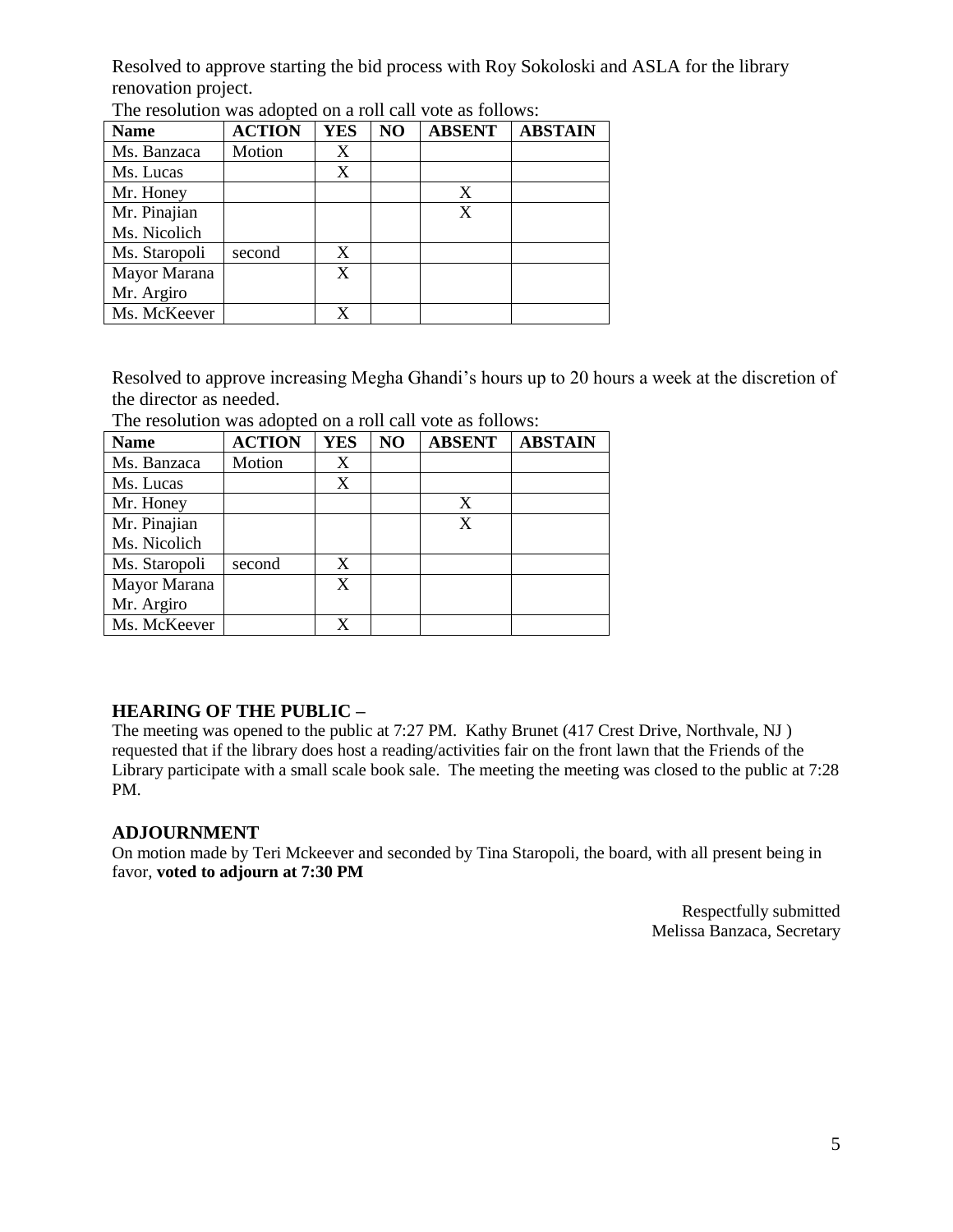Resolved to approve starting the bid process with Roy Sokoloski and ASLA for the library renovation project.

The resolution was adopted on a roll call vote as follows:

| Name | ACTION | YES | NO | ABSENT | ABSTAIN |
|---|---|---|---|---|---|
| Ms. Banzaca | Motion | X | | | |
| Ms. Lucas | | X | | | |
| Mr. Honey | | | | X | |
| Mr. Pinajian<br>Ms. Nicolich | | | | X | |
| Ms. Staropoli | second | X | | | |
| Mayor Marana<br>Mr. Argiro | | X | | | |
| Ms. McKeever | | X | | | |

Resolved to approve increasing Megha Ghandi's hours up to 20 hours a week at the discretion of the director as needed.

The resolution was adopted on a roll call vote as follows:

| Name | ACTION | YES | NO | ABSENT | ABSTAIN |
|---|---|---|---|---|---|
| Ms. Banzaca | Motion | X | | | |
| Ms. Lucas | | X | | | |
| Mr. Honey | | | | X | |
| Mr. Pinajian<br>Ms. Nicolich | | | | X | |
| Ms. Staropoli | second | X | | | |
| Mayor Marana<br>Mr. Argiro | | X | | | |
| Ms. McKeever | | X | | | |

## HEARING OF THE PUBLIC –

The meeting was opened to the public at 7:27 PM. Kathy Brunet (417 Crest Drive, Northvale, NJ ) requested that if the library does host a reading/activities fair on the front lawn that the Friends of the Library participate with a small scale book sale. The meeting the meeting was closed to the public at 7:28 PM.

## ADJOURNMENT

On motion made by Teri Mckeever and seconded by Tina Staropoli, the board, with all present being in favor, **voted to adjourn at 7:30 PM**

Respectfully submitted
Melissa Banzaca, Secretary